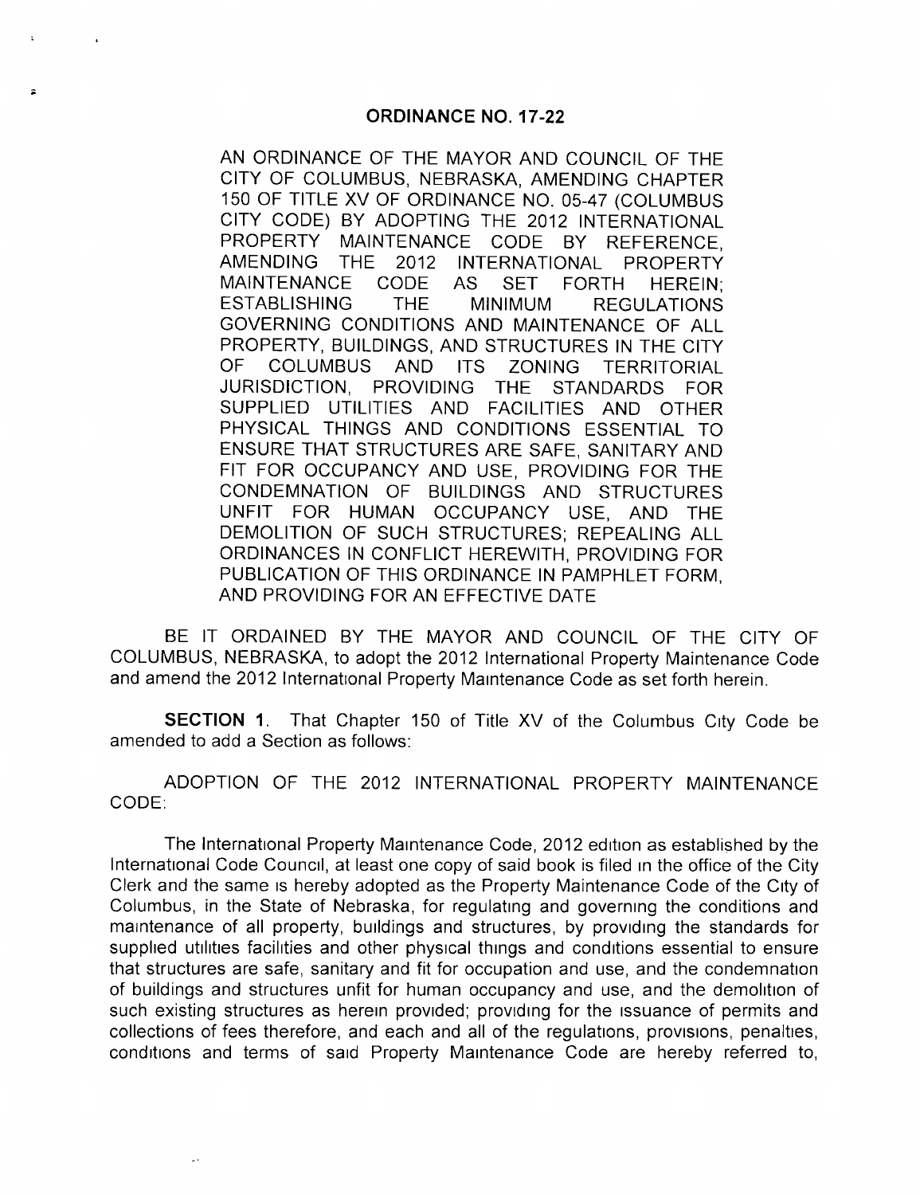# ORDINANCE NO. 17-22

AN ORDINANCE OF THE MAYOR AND COUNCIL OF THE CITY OF COLUMBUS, NEBRASKA, AMENDING CHAPTER 150 OF TITLE XV OF ORDINANCE NO. 05-47 (COLUMBUS CITY CODE) BY ADOPTING THE 2012 INTERNATIONAL PROPERTY MAINTENANCE CODE BY REFERENCE, AMENDING THE 2012 INTERNATIONAL PROPERTY MAINTENANCE CODE AS SET FORTH HEREIN; ESTABLISHING THE MINIMUM REGULATIONS GOVERNING CONDITIONS AND MAINTENANCE OF ALL PROPERTY, BUILDINGS, AND STRUCTURES IN THE CITY OF COLUMBUS AND ITS ZONING TERRITORIAL JURISDICTION, PROVIDING THE STANDARDS FOR SUPPLIED UTILITIES AND FACILITIES AND OTHER PHYSICAL THINGS AND CONDITIONS ESSENTIAL TO ENSURE THAT STRUCTURES ARE SAFE, SANITARY AND FIT FOR OCCUPANCY AND USE, PROVIDING FOR THE CONDEMNATION OF BUILDINGS AND STRUCTURES UNFIT FOR HUMAN OCCUPANCY USE, AND THE DEMOLITION OF SUCH STRUCTURES; REPEALING ALL ORDINANCES IN CONFLICT HEREWITH, PROVIDING FOR PUBLICATION OF THIS ORDINANCE IN PAMPHLET FORM, AND PROVIDING FOR AN EFFECTIVE DATE

BE IT ORDAINED BY THE MAYOR AND COUNCIL OF THE CITY OF COLUMBUS, NEBRASKA, to adopt the 2012 International Property Maintenance Code and amend the 2012 International Property Maintenance Code as set forth herein.

**SECTION 1.** That Chapter 150 of Title XV of the Columbus City Code be amended to add a Section as follows:

ADOPTION OF THE 2012 INTERNATIONAL PROPERTY MAINTENANCE CODE:

The International Property Maintenance Code, 2012 edition as established by the International Code Council, at least one copy of said book is filed in the office of the City Clerk and the same is hereby adopted as the Property Maintenance Code of the City of Columbus, in the State of Nebraska, for regulating and governing the conditions and maintenance of all property, buildings and structures, by providing the standards for supplied utilities facilities and other physical things and conditions essential to ensure that structures are safe, sanitary and fit for occupation and use, and the condemnation of buildings and structures unfit for human occupancy and use, and the demolition of such existing structures as herein provided; providing for the issuance of permits and collections of fees therefore, and each and all of the regulations, provisions, penalties, conditions and terms of said Property Maintenance Code are hereby referred to,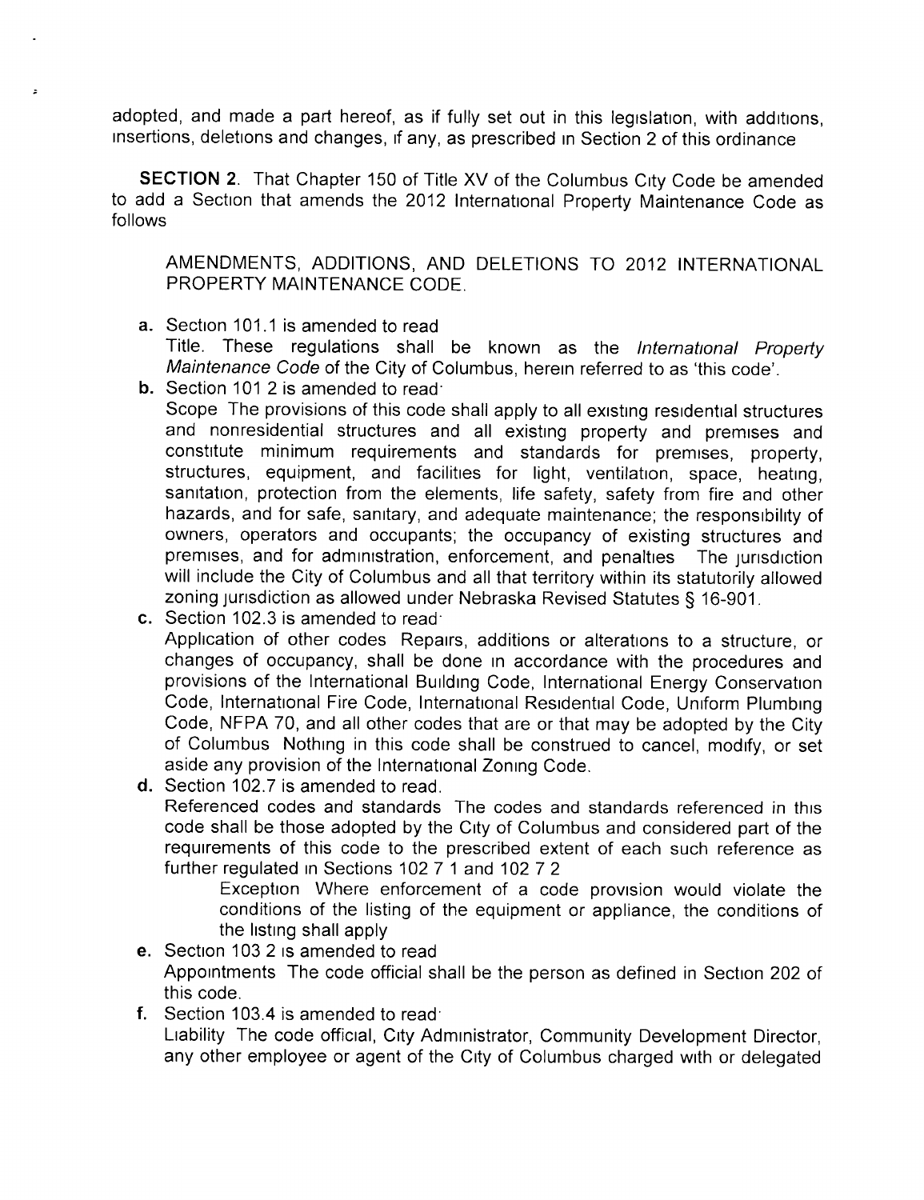adopted, and made a part hereof, as if fully set out in this legislation, with additions, insertions, deletions and changes, if any, as prescribed in Section 2 of this ordinance

**SECTION 2**. That Chapter 150 of Title XV of the Columbus City Code be amended to add a Section that amends the 2012 International Property Maintenance Code as follows

AMENDMENTS, ADDITIONS, AND DELETIONS TO 2012 INTERNATIONAL PROPERTY MAINTENANCE CODE.

**a.** Section 101.1 is amended to read
Title. These regulations shall be known as the *International Property Maintenance Code* of the City of Columbus, herein referred to as 'this code'.

**b.** Section 101 2 is amended to read:
Scope The provisions of this code shall apply to all existing residential structures and nonresidential structures and all existing property and premises and constitute minimum requirements and standards for premises, property, structures, equipment, and facilities for light, ventilation, space, heating, sanitation, protection from the elements, life safety, safety from fire and other hazards, and for safe, sanitary, and adequate maintenance; the responsibility of owners, operators and occupants; the occupancy of existing structures and premises, and for administration, enforcement, and penalties The jurisdiction will include the City of Columbus and all that territory within its statutorily allowed zoning jurisdiction as allowed under Nebraska Revised Statutes § 16-901.

**c.** Section 102.3 is amended to read:
Application of other codes Repairs, additions or alterations to a structure, or changes of occupancy, shall be done in accordance with the procedures and provisions of the International Building Code, International Energy Conservation Code, International Fire Code, International Residential Code, Uniform Plumbing Code, NFPA 70, and all other codes that are or that may be adopted by the City of Columbus Nothing in this code shall be construed to cancel, modify, or set aside any provision of the International Zoning Code.

**d.** Section 102.7 is amended to read.
Referenced codes and standards The codes and standards referenced in this code shall be those adopted by the City of Columbus and considered part of the requirements of this code to the prescribed extent of each such reference as further regulated in Sections 102 7 1 and 102 7 2

Exception Where enforcement of a code provision would violate the conditions of the listing of the equipment or appliance, the conditions of the listing shall apply

**e.** Section 103 2 is amended to read
Appointments The code official shall be the person as defined in Section 202 of this code.

**f.** Section 103.4 is amended to read:
Liability The code official, City Administrator, Community Development Director, any other employee or agent of the City of Columbus charged with or delegated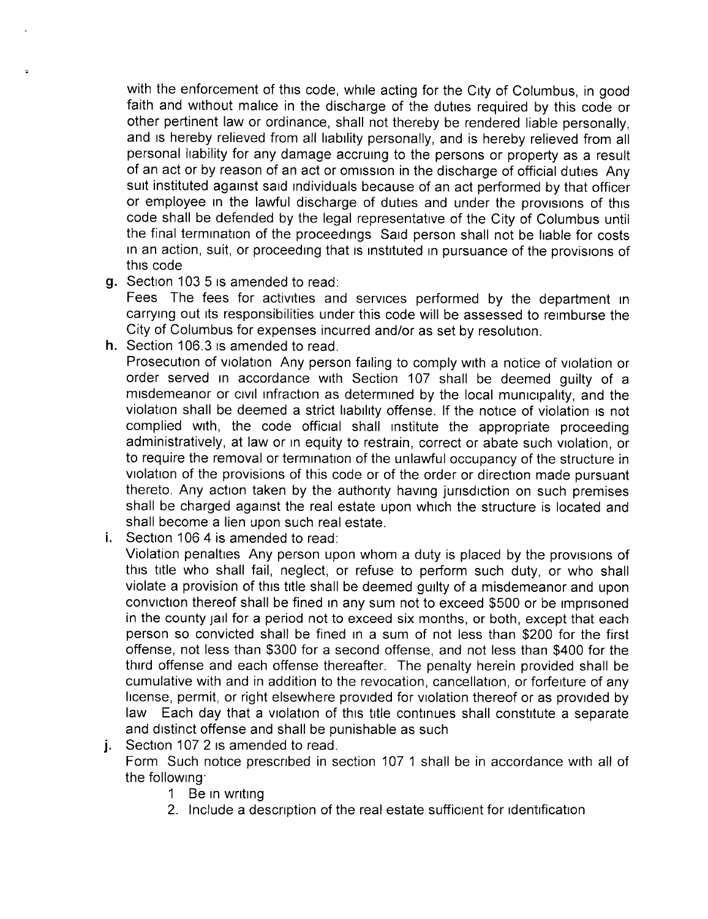with the enforcement of this code, while acting for the City of Columbus, in good faith and without malice in the discharge of the duties required by this code or other pertinent law or ordinance, shall not thereby be rendered liable personally, and is hereby relieved from all liability personally, and is hereby relieved from all personal liability for any damage accruing to the persons or property as a result of an act or by reason of an act or omission in the discharge of official duties Any suit instituted against said individuals because of an act performed by that officer or employee in the lawful discharge of duties and under the provisions of this code shall be defended by the legal representative of the City of Columbus until the final termination of the proceedings Said person shall not be liable for costs in an action, suit, or proceeding that is instituted in pursuance of the provisions of this code

g. Section 103 5 is amended to read:
   Fees The fees for activities and services performed by the department in carrying out its responsibilities under this code will be assessed to reimburse the City of Columbus for expenses incurred and/or as set by resolution.

h. Section 106.3 is amended to read.
   Prosecution of violation Any person failing to comply with a notice of violation or order served in accordance with Section 107 shall be deemed guilty of a misdemeanor or civil infraction as determined by the local municipality, and the violation shall be deemed a strict liability offense. If the notice of violation is not complied with, the code official shall institute the appropriate proceeding administratively, at law or in equity to restrain, correct or abate such violation, or to require the removal or termination of the unlawful occupancy of the structure in violation of the provisions of this code or of the order or direction made pursuant thereto. Any action taken by the authority having jurisdiction on such premises shall be charged against the real estate upon which the structure is located and shall become a lien upon such real estate.

i. Section 106 4 is amended to read:
   Violation penalties Any person upon whom a duty is placed by the provisions of this title who shall fail, neglect, or refuse to perform such duty, or who shall violate a provision of this title shall be deemed guilty of a misdemeanor and upon conviction thereof shall be fined in any sum not to exceed $500 or be imprisoned in the county jail for a period not to exceed six months, or both, except that each person so convicted shall be fined in a sum of not less than $200 for the first offense, not less than $300 for a second offense, and not less than $400 for the third offense and each offense thereafter. The penalty herein provided shall be cumulative with and in addition to the revocation, cancellation, or forfeiture of any license, permit, or right elsewhere provided for violation thereof or as provided by law Each day that a violation of this title continues shall constitute a separate and distinct offense and shall be punishable as such

j. Section 107 2 is amended to read.
   Form Such notice prescribed in section 107 1 shall be in accordance with all of the following:
   1 Be in writing
   2. Include a description of the real estate sufficient for identification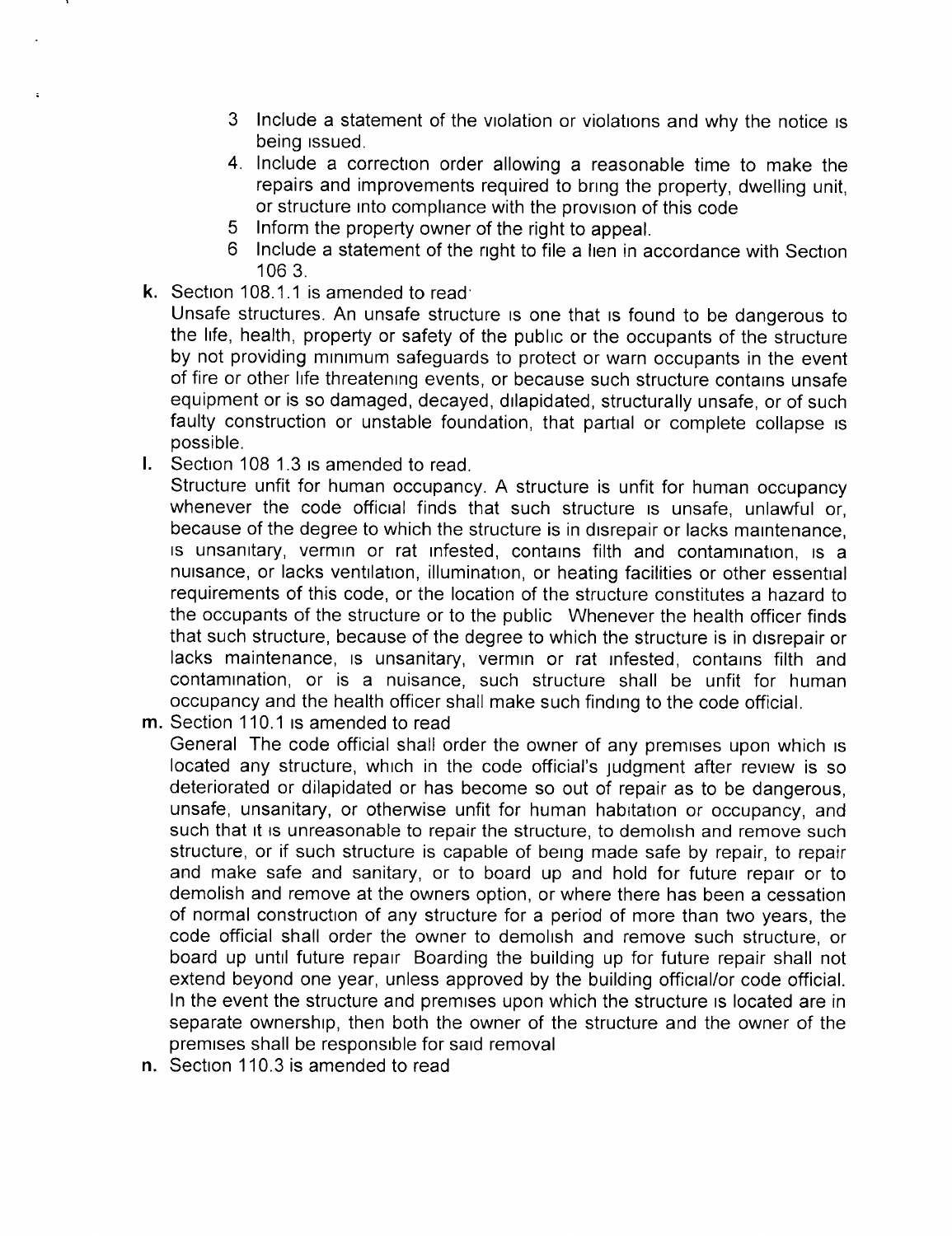3. Include a statement of the violation or violations and why the notice is being issued.
4. Include a correction order allowing a reasonable time to make the repairs and improvements required to bring the property, dwelling unit, or structure into compliance with the provision of this code
5. Inform the property owner of the right to appeal.
6. Include a statement of the right to file a lien in accordance with Section 106.3.

**k.** Section 108.1.1 is amended to read:

Unsafe structures. An unsafe structure is one that is found to be dangerous to the life, health, property or safety of the public or the occupants of the structure by not providing minimum safeguards to protect or warn occupants in the event of fire or other life threatening events, or because such structure contains unsafe equipment or is so damaged, decayed, dilapidated, structurally unsafe, or of such faulty construction or unstable foundation, that partial or complete collapse is possible.

**l.** Section 108.1.3 is amended to read.

Structure unfit for human occupancy. A structure is unfit for human occupancy whenever the code official finds that such structure is unsafe, unlawful or, because of the degree to which the structure is in disrepair or lacks maintenance, is unsanitary, vermin or rat infested, contains filth and contamination, is a nuisance, or lacks ventilation, illumination, or heating facilities or other essential requirements of this code, or the location of the structure constitutes a hazard to the occupants of the structure or to the public Whenever the health officer finds that such structure, because of the degree to which the structure is in disrepair or lacks maintenance, is unsanitary, vermin or rat infested, contains filth and contamination, or is a nuisance, such structure shall be unfit for human occupancy and the health officer shall make such finding to the code official.

**m.** Section 110.1 is amended to read

General The code official shall order the owner of any premises upon which is located any structure, which in the code official's judgment after review is so deteriorated or dilapidated or has become so out of repair as to be dangerous, unsafe, unsanitary, or otherwise unfit for human habitation or occupancy, and such that it is unreasonable to repair the structure, to demolish and remove such structure, or if such structure is capable of being made safe by repair, to repair and make safe and sanitary, or to board up and hold for future repair or to demolish and remove at the owners option, or where there has been a cessation of normal construction of any structure for a period of more than two years, the code official shall order the owner to demolish and remove such structure, or board up until future repair Boarding the building up for future repair shall not extend beyond one year, unless approved by the building official/or code official. In the event the structure and premises upon which the structure is located are in separate ownership, then both the owner of the structure and the owner of the premises shall be responsible for said removal

**n.** Section 110.3 is amended to read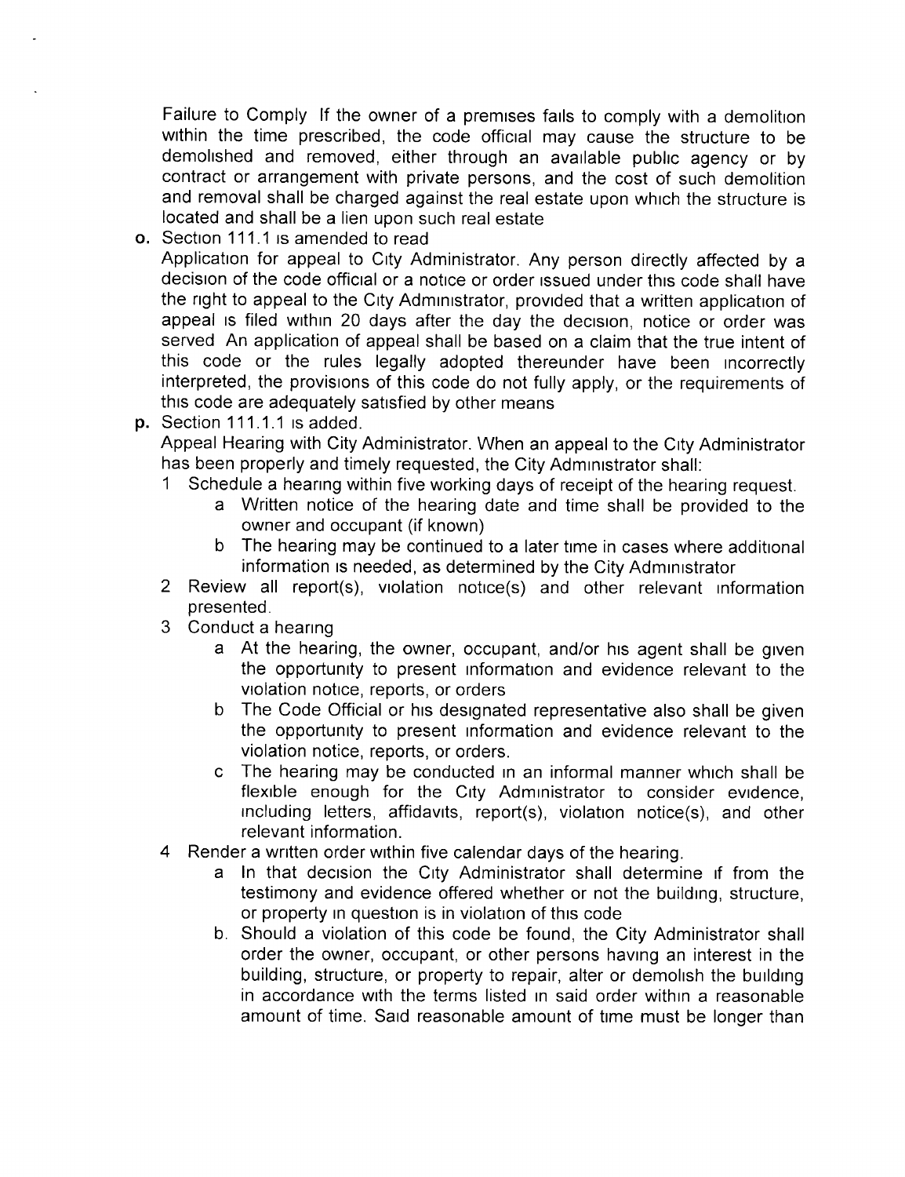Failure to Comply If the owner of a premises fails to comply with a demolition within the time prescribed, the code official may cause the structure to be demolished and removed, either through an available public agency or by contract or arrangement with private persons, and the cost of such demolition and removal shall be charged against the real estate upon which the structure is located and shall be a lien upon such real estate

**o.** Section 111.1 is amended to read
Application for appeal to City Administrator. Any person directly affected by a decision of the code official or a notice or order issued under this code shall have the right to appeal to the City Administrator, provided that a written application of appeal is filed within 20 days after the day the decision, notice or order was served An application of appeal shall be based on a claim that the true intent of this code or the rules legally adopted thereunder have been incorrectly interpreted, the provisions of this code do not fully apply, or the requirements of this code are adequately satisfied by other means

**p.** Section 111.1.1 is added.
Appeal Hearing with City Administrator. When an appeal to the City Administrator has been properly and timely requested, the City Administrator shall:

1 Schedule a hearing within five working days of receipt of the hearing request.
   a Written notice of the hearing date and time shall be provided to the owner and occupant (if known)
   b The hearing may be continued to a later time in cases where additional information is needed, as determined by the City Administrator
2 Review all report(s), violation notice(s) and other relevant information presented.
3 Conduct a hearing
   a At the hearing, the owner, occupant, and/or his agent shall be given the opportunity to present information and evidence relevant to the violation notice, reports, or orders
   b The Code Official or his designated representative also shall be given the opportunity to present information and evidence relevant to the violation notice, reports, or orders.
   c The hearing may be conducted in an informal manner which shall be flexible enough for the City Administrator to consider evidence, including letters, affidavits, report(s), violation notice(s), and other relevant information.
4 Render a written order within five calendar days of the hearing.
   a In that decision the City Administrator shall determine if from the testimony and evidence offered whether or not the building, structure, or property in question is in violation of this code
   b. Should a violation of this code be found, the City Administrator shall order the owner, occupant, or other persons having an interest in the building, structure, or property to repair, alter or demolish the building in accordance with the terms listed in said order within a reasonable amount of time. Said reasonable amount of time must be longer than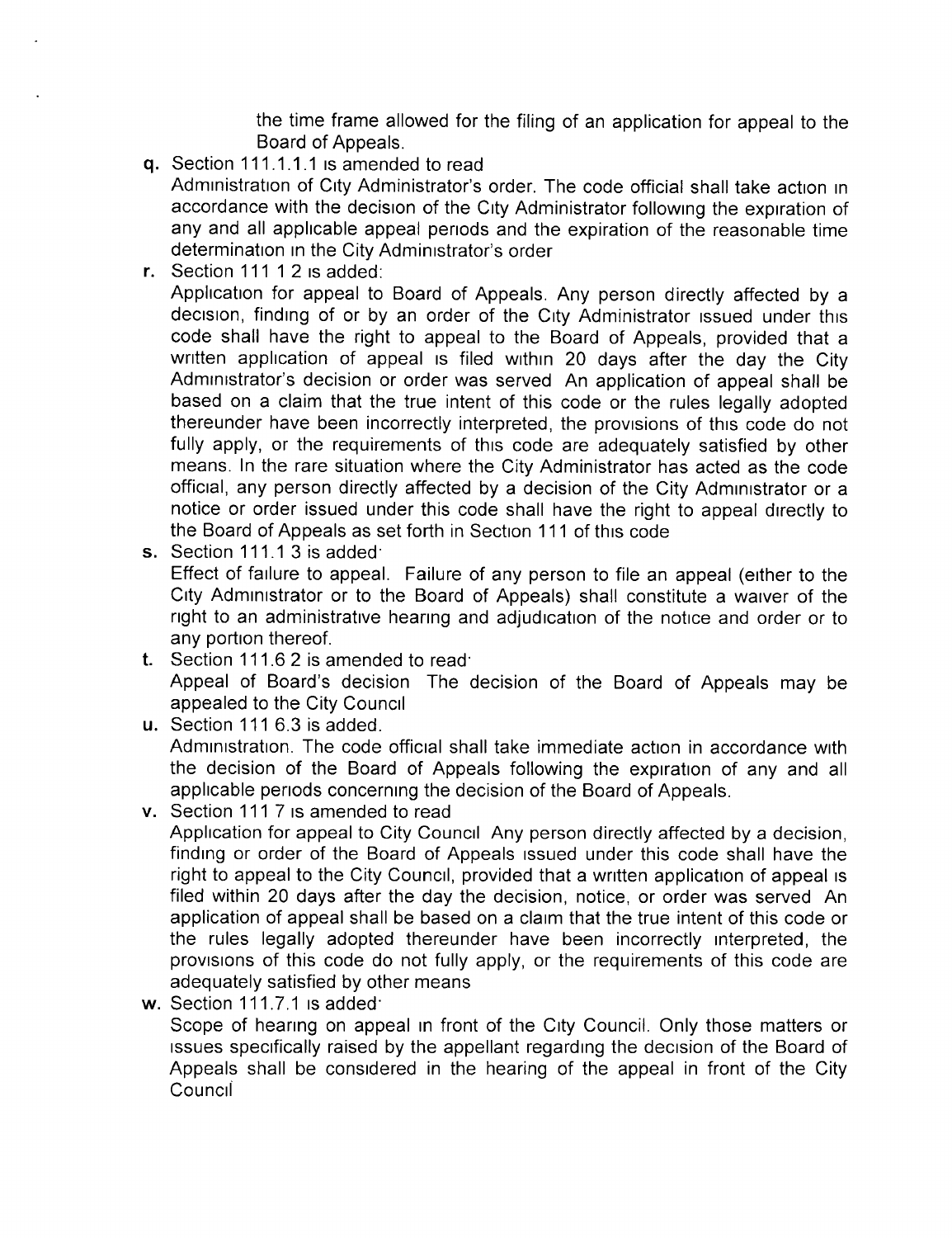the time frame allowed for the filing of an application for appeal to the Board of Appeals.

q. Section 111.1.1.1 is amended to read
Administration of City Administrator's order. The code official shall take action in accordance with the decision of the City Administrator following the expiration of any and all applicable appeal periods and the expiration of the reasonable time determination in the City Administrator's order

r. Section 111 1 2 is added:
Application for appeal to Board of Appeals. Any person directly affected by a decision, finding of or by an order of the City Administrator issued under this code shall have the right to appeal to the Board of Appeals, provided that a written application of appeal is filed within 20 days after the day the City Administrator's decision or order was served An application of appeal shall be based on a claim that the true intent of this code or the rules legally adopted thereunder have been incorrectly interpreted, the provisions of this code do not fully apply, or the requirements of this code are adequately satisfied by other means. In the rare situation where the City Administrator has acted as the code official, any person directly affected by a decision of the City Administrator or a notice or order issued under this code shall have the right to appeal directly to the Board of Appeals as set forth in Section 111 of this code

s. Section 111.1 3 is added:
Effect of failure to appeal. Failure of any person to file an appeal (either to the City Administrator or to the Board of Appeals) shall constitute a waiver of the right to an administrative hearing and adjudication of the notice and order or to any portion thereof.

t. Section 111.6 2 is amended to read:
Appeal of Board's decision The decision of the Board of Appeals may be appealed to the City Council

u. Section 111 6.3 is added.
Administration. The code official shall take immediate action in accordance with the decision of the Board of Appeals following the expiration of any and all applicable periods concerning the decision of the Board of Appeals.

v. Section 111 7 is amended to read
Application for appeal to City Council Any person directly affected by a decision, finding or order of the Board of Appeals issued under this code shall have the right to appeal to the City Council, provided that a written application of appeal is filed within 20 days after the day the decision, notice, or order was served An application of appeal shall be based on a claim that the true intent of this code or the rules legally adopted thereunder have been incorrectly interpreted, the provisions of this code do not fully apply, or the requirements of this code are adequately satisfied by other means

w. Section 111.7.1 is added:
Scope of hearing on appeal in front of the City Council. Only those matters or issues specifically raised by the appellant regarding the decision of the Board of Appeals shall be considered in the hearing of the appeal in front of the City Council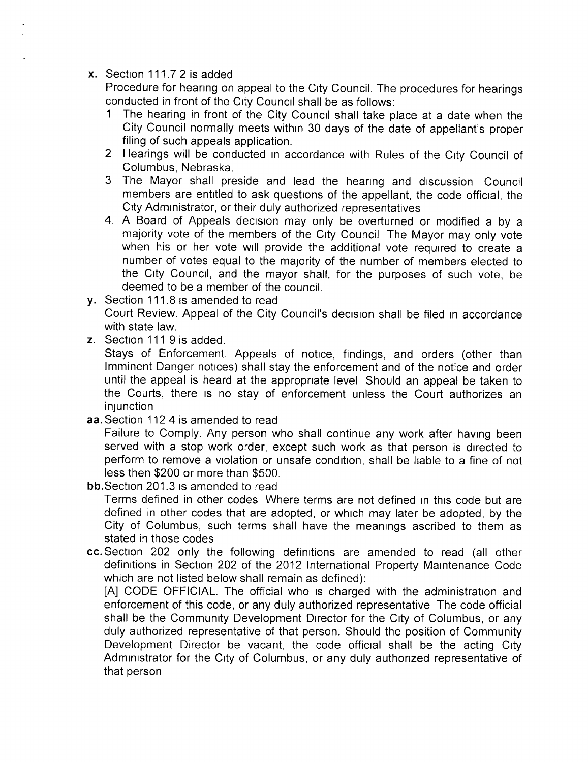**x.** Section 111.7 2 is added

Procedure for hearing on appeal to the City Council. The procedures for hearings conducted in front of the City Council shall be as follows:

1 The hearing in front of the City Council shall take place at a date when the City Council normally meets within 30 days of the date of appellant's proper filing of such appeals application.
2 Hearings will be conducted in accordance with Rules of the City Council of Columbus, Nebraska.
3 The Mayor shall preside and lead the hearing and discussion Council members are entitled to ask questions of the appellant, the code official, the City Administrator, or their duly authorized representatives
4. A Board of Appeals decision may only be overturned or modified a by a majority vote of the members of the City Council The Mayor may only vote when his or her vote will provide the additional vote required to create a number of votes equal to the majority of the number of members elected to the City Council, and the mayor shall, for the purposes of such vote, be deemed to be a member of the council.

**y.** Section 111.8 is amended to read

Court Review. Appeal of the City Council's decision shall be filed in accordance with state law.

**z.** Section 111 9 is added.

Stays of Enforcement. Appeals of notice, findings, and orders (other than Imminent Danger notices) shall stay the enforcement and of the notice and order until the appeal is heard at the appropriate level Should an appeal be taken to the Courts, there is no stay of enforcement unless the Court authorizes an injunction

**aa.** Section 112 4 is amended to read

Failure to Comply. Any person who shall continue any work after having been served with a stop work order, except such work as that person is directed to perform to remove a violation or unsafe condition, shall be liable to a fine of not less then $200 or more than $500.

**bb.** Section 201.3 is amended to read

Terms defined in other codes Where terms are not defined in this code but are defined in other codes that are adopted, or which may later be adopted, by the City of Columbus, such terms shall have the meanings ascribed to them as stated in those codes

**cc.** Section 202 only the following definitions are amended to read (all other definitions in Section 202 of the 2012 International Property Maintenance Code which are not listed below shall remain as defined):

[A] CODE OFFICIAL. The official who is charged with the administration and enforcement of this code, or any duly authorized representative The code official shall be the Community Development Director for the City of Columbus, or any duly authorized representative of that person. Should the position of Community Development Director be vacant, the code official shall be the acting City Administrator for the City of Columbus, or any duly authorized representative of that person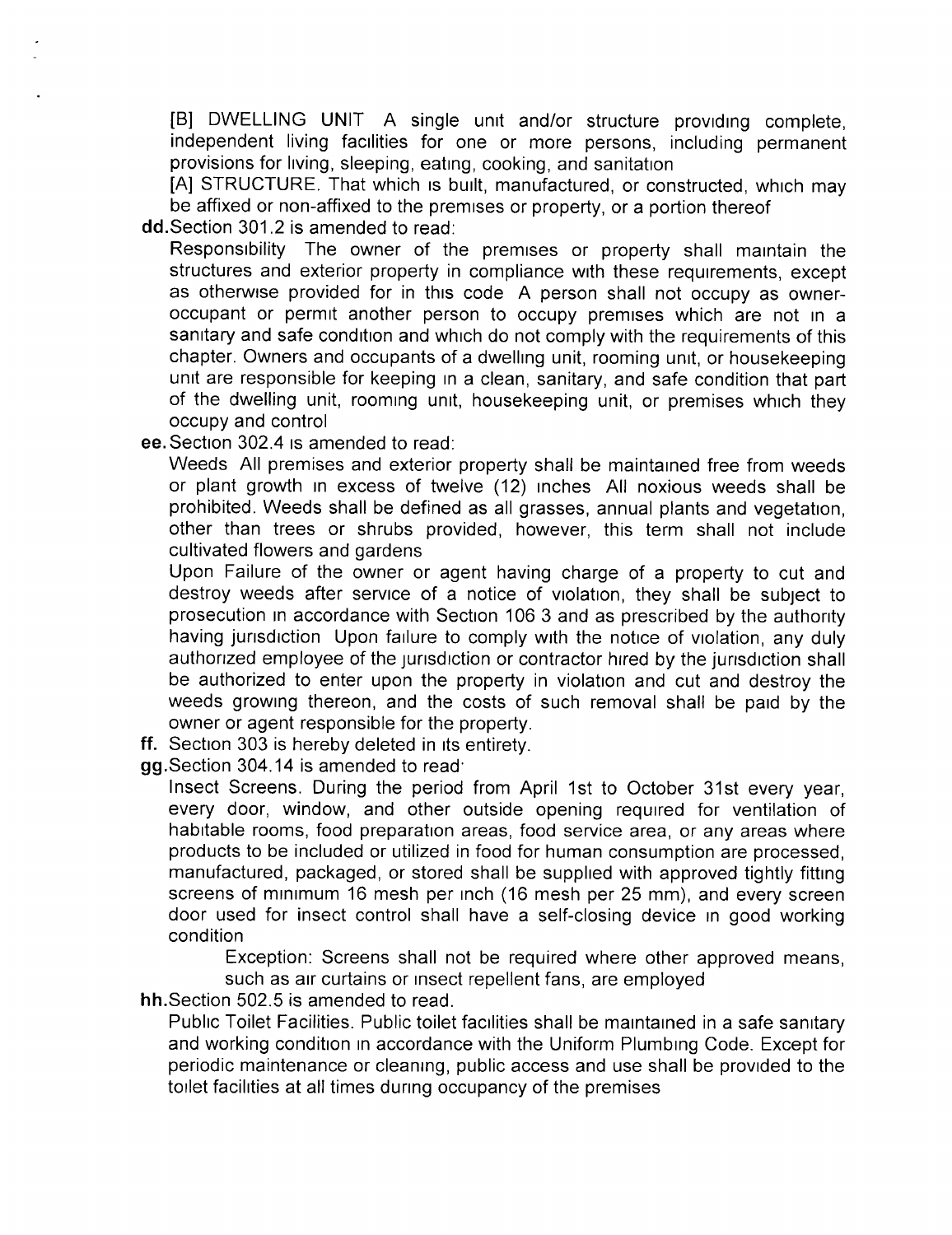[B] DWELLING UNIT A single unit and/or structure providing complete, independent living facilities for one or more persons, including permanent provisions for living, sleeping, eating, cooking, and sanitation

[A] STRUCTURE. That which is built, manufactured, or constructed, which may be affixed or non-affixed to the premises or property, or a portion thereof

**dd.** Section 301.2 is amended to read:

Responsibility The owner of the premises or property shall maintain the structures and exterior property in compliance with these requirements, except as otherwise provided for in this code A person shall not occupy as owner-occupant or permit another person to occupy premises which are not in a sanitary and safe condition and which do not comply with the requirements of this chapter. Owners and occupants of a dwelling unit, rooming unit, or housekeeping unit are responsible for keeping in a clean, sanitary, and safe condition that part of the dwelling unit, rooming unit, housekeeping unit, or premises which they occupy and control

**ee.** Section 302.4 is amended to read:

Weeds All premises and exterior property shall be maintained free from weeds or plant growth in excess of twelve (12) inches All noxious weeds shall be prohibited. Weeds shall be defined as all grasses, annual plants and vegetation, other than trees or shrubs provided, however, this term shall not include cultivated flowers and gardens

Upon Failure of the owner or agent having charge of a property to cut and destroy weeds after service of a notice of violation, they shall be subject to prosecution in accordance with Section 106 3 and as prescribed by the authority having jurisdiction Upon failure to comply with the notice of violation, any duly authorized employee of the jurisdiction or contractor hired by the jurisdiction shall be authorized to enter upon the property in violation and cut and destroy the weeds growing thereon, and the costs of such removal shall be paid by the owner or agent responsible for the property.

**ff.** Section 303 is hereby deleted in its entirety.

**gg.** Section 304.14 is amended to read:

Insect Screens. During the period from April 1st to October 31st every year, every door, window, and other outside opening required for ventilation of habitable rooms, food preparation areas, food service area, or any areas where products to be included or utilized in food for human consumption are processed, manufactured, packaged, or stored shall be supplied with approved tightly fitting screens of minimum 16 mesh per inch (16 mesh per 25 mm), and every screen door used for insect control shall have a self-closing device in good working condition

Exception: Screens shall not be required where other approved means, such as air curtains or insect repellent fans, are employed

**hh.** Section 502.5 is amended to read.

Public Toilet Facilities. Public toilet facilities shall be maintained in a safe sanitary and working condition in accordance with the Uniform Plumbing Code. Except for periodic maintenance or cleaning, public access and use shall be provided to the toilet facilities at all times during occupancy of the premises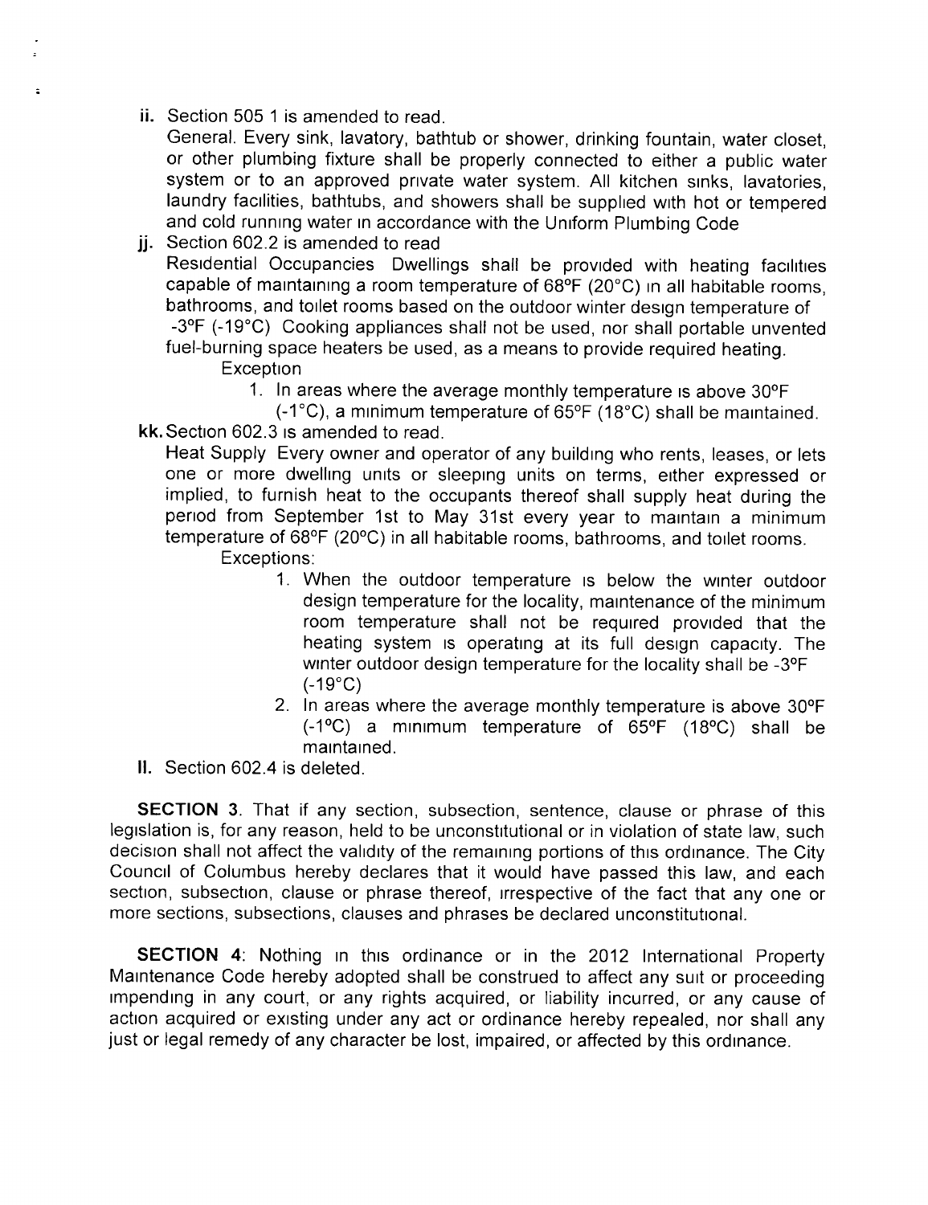ii. Section 505 1 is amended to read.

General. Every sink, lavatory, bathtub or shower, drinking fountain, water closet, or other plumbing fixture shall be properly connected to either a public water system or to an approved private water system. All kitchen sinks, lavatories, laundry facilities, bathtubs, and showers shall be supplied with hot or tempered and cold running water in accordance with the Uniform Plumbing Code

jj. Section 602.2 is amended to read

Residential Occupancies Dwellings shall be provided with heating facilities capable of maintaining a room temperature of 68°F (20°C) in all habitable rooms, bathrooms, and toilet rooms based on the outdoor winter design temperature of -3°F (-19°C) Cooking appliances shall not be used, nor shall portable unvented fuel-burning space heaters be used, as a means to provide required heating.

Exception

1. In areas where the average monthly temperature is above 30°F (-1°C), a minimum temperature of 65°F (18°C) shall be maintained.

kk. Section 602.3 is amended to read.

Heat Supply Every owner and operator of any building who rents, leases, or lets one or more dwelling units or sleeping units on terms, either expressed or implied, to furnish heat to the occupants thereof shall supply heat during the period from September 1st to May 31st every year to maintain a minimum temperature of 68°F (20°C) in all habitable rooms, bathrooms, and toilet rooms.

Exceptions:

1. When the outdoor temperature is below the winter outdoor design temperature for the locality, maintenance of the minimum room temperature shall not be required provided that the heating system is operating at its full design capacity. The winter outdoor design temperature for the locality shall be -3°F (-19°C)
2. In areas where the average monthly temperature is above 30°F (-1°C) a minimum temperature of 65°F (18°C) shall be maintained.

ll. Section 602.4 is deleted.

**SECTION 3**. That if any section, subsection, sentence, clause or phrase of this legislation is, for any reason, held to be unconstitutional or in violation of state law, such decision shall not affect the validity of the remaining portions of this ordinance. The City Council of Columbus hereby declares that it would have passed this law, and each section, subsection, clause or phrase thereof, irrespective of the fact that any one or more sections, subsections, clauses and phrases be declared unconstitutional.

**SECTION 4**: Nothing in this ordinance or in the 2012 International Property Maintenance Code hereby adopted shall be construed to affect any suit or proceeding impending in any court, or any rights acquired, or liability incurred, or any cause of action acquired or existing under any act or ordinance hereby repealed, nor shall any just or legal remedy of any character be lost, impaired, or affected by this ordinance.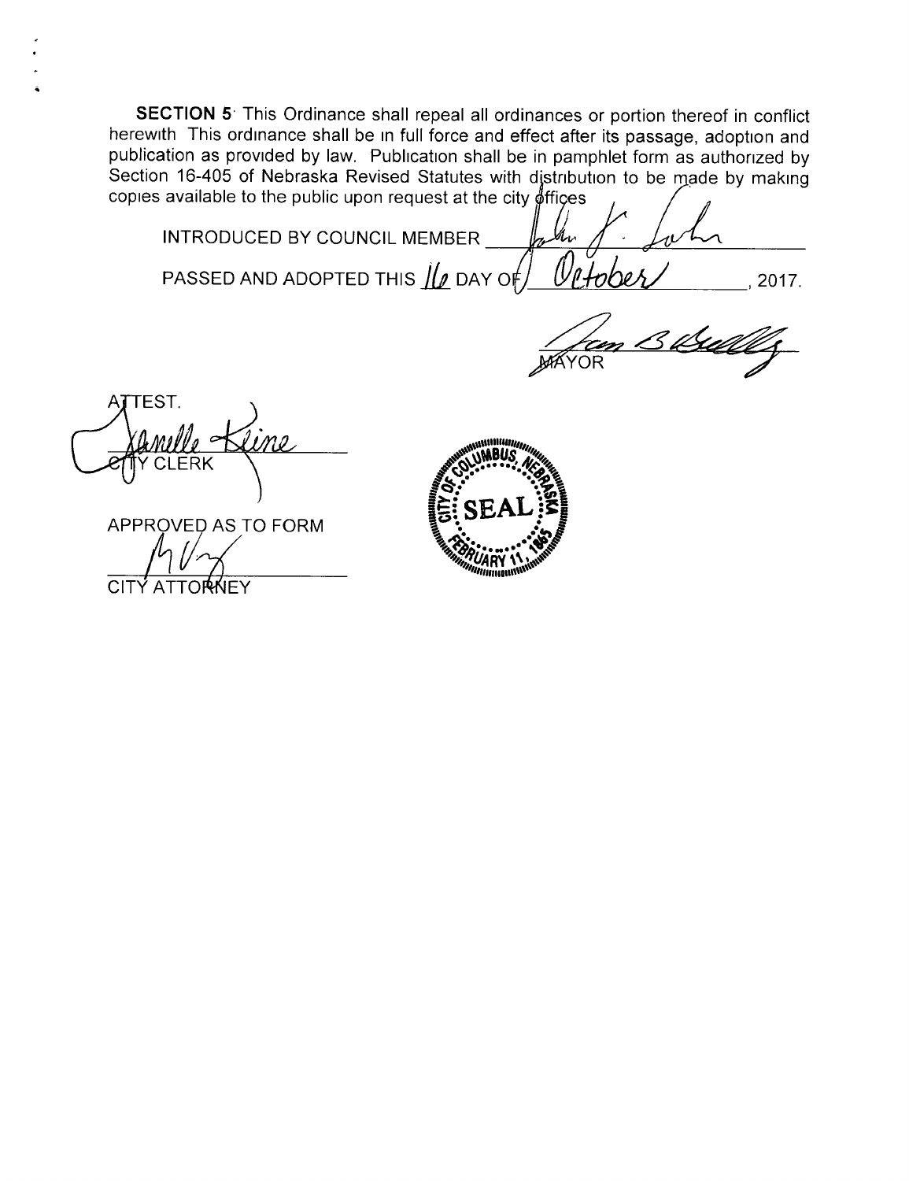**SECTION 5** This Ordinance shall repeal all ordinances or portion thereof in conflict herewith This ordinance shall be in full force and effect after its passage, adoption and publication as provided by law. Publication shall be in pamphlet form as authorized by Section 16-405 of Nebraska Revised Statutes with distribution to be made by making copies available to the public upon request at the city offices

INTRODUCED BY COUNCIL MEMBER ______________________

PASSED AND ADOPTED THIS 16 DAY OF October, 2017.

______________________
MAYOR

ATTEST.

______________________
CITY CLERK

APPROVED AS TO FORM

______________________
CITY ATTORNEY

CITY OF COLUMBUS, NEBRASKA SEAL FEBRUARY 11, 1865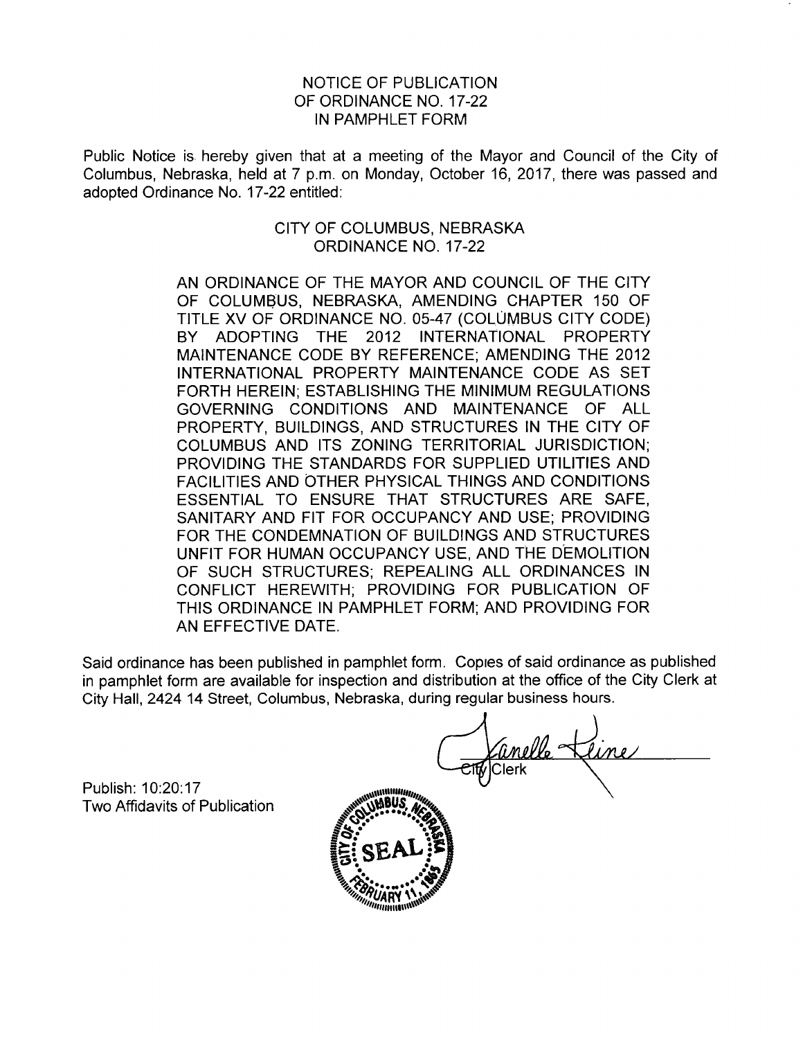NOTICE OF PUBLICATION
OF ORDINANCE NO. 17-22
IN PAMPHLET FORM

Public Notice is hereby given that at a meeting of the Mayor and Council of the City of Columbus, Nebraska, held at 7 p.m. on Monday, October 16, 2017, there was passed and adopted Ordinance No. 17-22 entitled:

CITY OF COLUMBUS, NEBRASKA
ORDINANCE NO. 17-22

AN ORDINANCE OF THE MAYOR AND COUNCIL OF THE CITY OF COLUMBUS, NEBRASKA, AMENDING CHAPTER 150 OF TITLE XV OF ORDINANCE NO. 05-47 (COLUMBUS CITY CODE) BY ADOPTING THE 2012 INTERNATIONAL PROPERTY MAINTENANCE CODE BY REFERENCE; AMENDING THE 2012 INTERNATIONAL PROPERTY MAINTENANCE CODE AS SET FORTH HEREIN; ESTABLISHING THE MINIMUM REGULATIONS GOVERNING CONDITIONS AND MAINTENANCE OF ALL PROPERTY, BUILDINGS, AND STRUCTURES IN THE CITY OF COLUMBUS AND ITS ZONING TERRITORIAL JURISDICTION; PROVIDING THE STANDARDS FOR SUPPLIED UTILITIES AND FACILITIES AND OTHER PHYSICAL THINGS AND CONDITIONS ESSENTIAL TO ENSURE THAT STRUCTURES ARE SAFE, SANITARY AND FIT FOR OCCUPANCY AND USE; PROVIDING FOR THE CONDEMNATION OF BUILDINGS AND STRUCTURES UNFIT FOR HUMAN OCCUPANCY USE, AND THE DEMOLITION OF SUCH STRUCTURES; REPEALING ALL ORDINANCES IN CONFLICT HEREWITH; PROVIDING FOR PUBLICATION OF THIS ORDINANCE IN PAMPHLET FORM; AND PROVIDING FOR AN EFFECTIVE DATE.

Said ordinance has been published in pamphlet form. Copies of said ordinance as published in pamphlet form are available for inspection and distribution at the office of the City Clerk at City Hall, 2424 14 Street, Columbus, Nebraska, during regular business hours.

Janelle Kline
City Clerk

Publish: 10:20:17
Two Affidavits of Publication

CITY OF COLUMBUS, NEBRASKA
SEAL
FEBRUARY 11, 1865